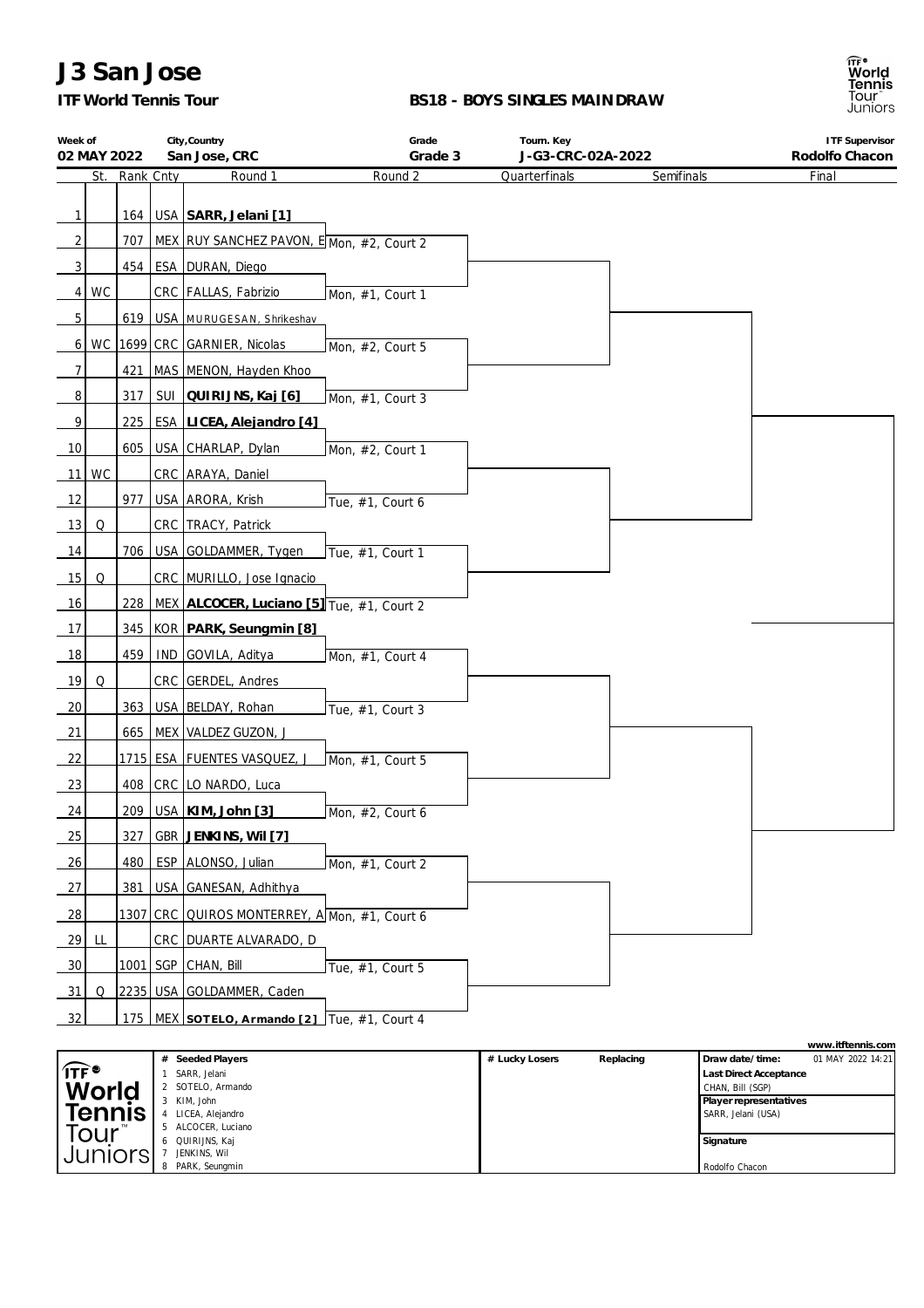# J3 San Jose

**ITF World Tennis Tour**

**BS18 - BOYS SINGLES MAINDRAW**

| Week of | City,Country | Grade | Tourn. Key | ITF Supervisor |
|---|---|---|---|---|
| 02 MAY 2022 | San Jose, CRC | Grade 3 | J-G3-CRC-02A-2022 | Rodolfo Chacon |

| # | St. | Rank | Cnty | Round 1 | Round 2 | Quarterfinals | Semifinals | Final |
|---|---|---|---|---|---|---|---|---|
| 1 | | 164 | USA | **SARR, Jelani [1]** | | | | |
| 2 | | 707 | MEX | RUY SANCHEZ PAVON, E | Mon, #2, Court 2 | | | |
| 3 | | 454 | ESA | DURAN, Diego | | | | |
| 4 | WC | | CRC | FALLAS, Fabrizio | Mon, #1, Court 1 | | | |
| 5 | | 619 | USA | MURUGESAN, Shrikeshav | | | | |
| 6 | WC | 1699 | CRC | GARNIER, Nicolas | Mon, #2, Court 5 | | | |
| 7 | | 421 | MAS | MENON, Hayden Khoo | | | | |
| 8 | | 317 | SUI | **QUIRIJNS, Kaj [6]** | Mon, #1, Court 3 | | | |
| 9 | | 225 | ESA | **LICEA, Alejandro [4]** | | | | |
| 10 | | 605 | USA | CHARLAP, Dylan | Mon, #2, Court 1 | | | |
| 11 | WC | | CRC | ARAYA, Daniel | | | | |
| 12 | | 977 | USA | ARORA, Krish | Tue, #1, Court 6 | | | |
| 13 | Q | | CRC | TRACY, Patrick | | | | |
| 14 | | 706 | USA | GOLDAMMER, Tygen | Tue, #1, Court 1 | | | |
| 15 | Q | | CRC | MURILLO, Jose Ignacio | | | | |
| 16 | | 228 | MEX | **ALCOCER, Luciano [5]** | Tue, #1, Court 2 | | | |
| 17 | | 345 | KOR | **PARK, Seungmin [8]** | | | | |
| 18 | | 459 | IND | GOVILA, Aditya | Mon, #1, Court 4 | | | |
| 19 | Q | | CRC | GERDEL, Andres | | | | |
| 20 | | 363 | USA | BELDAY, Rohan | Tue, #1, Court 3 | | | |
| 21 | | 665 | MEX | VALDEZ GUZON, J | | | | |
| 22 | | 1715 | ESA | FUENTES VASQUEZ, J | Mon, #1, Court 5 | | | |
| 23 | | 408 | CRC | LO NARDO, Luca | | | | |
| 24 | | 209 | USA | **KIM, John [3]** | Mon, #2, Court 6 | | | |
| 25 | | 327 | GBR | **JENKINS, Wil [7]** | | | | |
| 26 | | 480 | ESP | ALONSO, Julian | Mon, #1, Court 2 | | | |
| 27 | | 381 | USA | GANESAN, Adhithya | | | | |
| 28 | | 1307 | CRC | QUIROS MONTERREY, A | Mon, #1, Court 6 | | | |
| 29 | LL | | CRC | DUARTE ALVARADO, D | | | | |
| 30 | | 1001 | SGP | CHAN, Bill | Tue, #1, Court 5 | | | |
| 31 | Q | 2235 | USA | GOLDAMMER, Caden | | | | |
| 32 | | 175 | MEX | **SOTELO, Armando [2]** | Tue, #1, Court 4 | | | |

| # | Seeded Players |
|---|---|
| 1 | SARR, Jelani |
| 2 | SOTELO, Armando |
| 3 | KIM, John |
| 4 | LICEA, Alejandro |
| 5 | ALCOCER, Luciano |
| 6 | QUIRIJNS, Kaj |
| 7 | JENKINS, Wil |
| 8 | PARK, Seungmin |

| # Lucky Losers | Replacing |
|---|---|
| | |

**Draw date/time:** 01 MAY 2022 14:21

**Last Direct Acceptance**
CHAN, Bill (SGP)

**Player representatives**
SARR, Jelani (USA)

**Signature**
Rodolfo Chacon

www.itftennis.com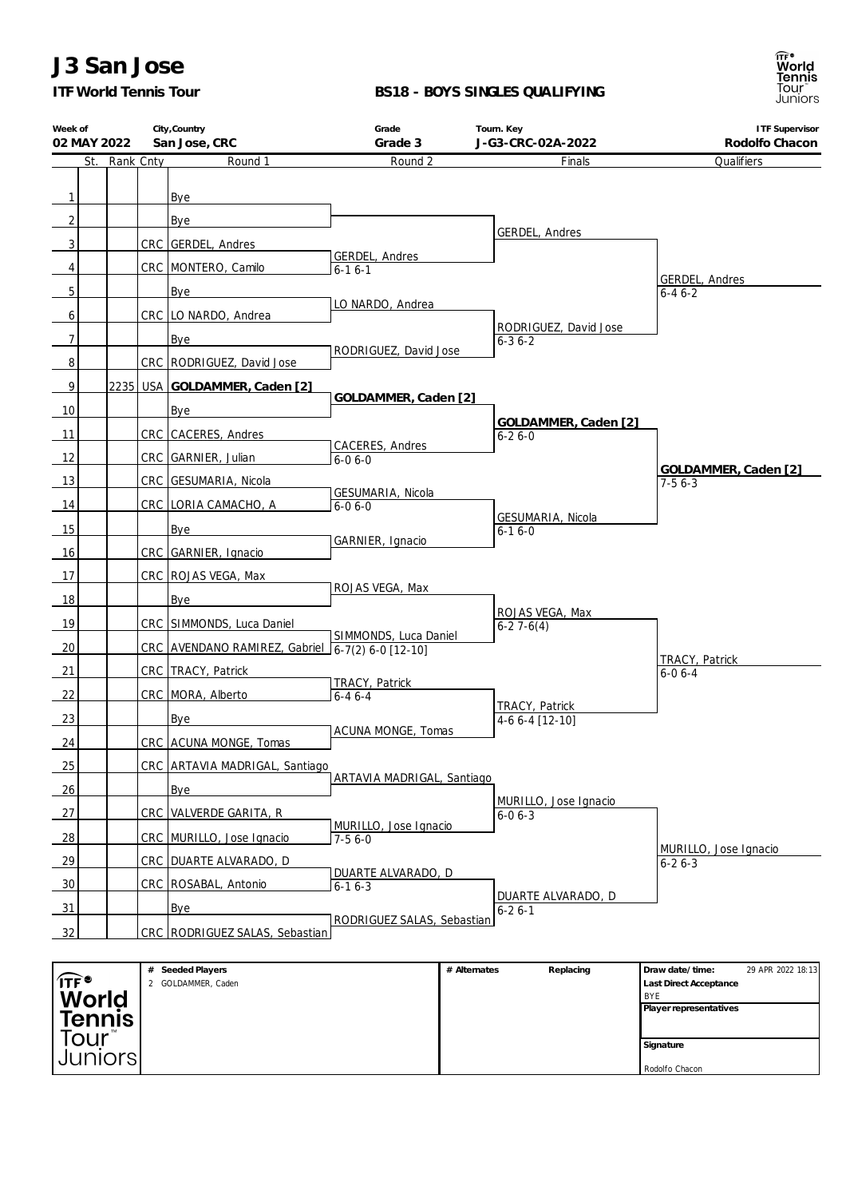# J3 San Jose

**ITF World Tennis Tour**

**BS18 - BOYS SINGLES QUALIFYING**

| Week of | City,Country | Grade | Tourn. Key | ITF Supervisor |
|---|---|---|---|---|
| **02 MAY 2022** | **San Jose, CRC** | **Grade 3** | **J-G3-CRC-02A-2022** | **Rodolfo Chacon** |

| # | St. | Rank | Cnty | Round 1 | Round 2 | Finals | Qualifiers |
|---|---|---|---|---|---|---|---|
| 1 | | | | Bye | | | |
| 2 | | | | Bye | | GERDEL, Andres | |
| 3 | | | CRC | GERDEL, Andres | GERDEL, Andres | | |
| 4 | | | CRC | MONTERO, Camilo | 6-1 6-1 | | GERDEL, Andres |
| 5 | | | | Bye | LO NARDO, Andrea | | 6-4 6-2 |
| 6 | | | CRC | LO NARDO, Andrea | | RODRIGUEZ, David Jose | |
| 7 | | | | Bye | RODRIGUEZ, David Jose | 6-3 6-2 | |
| 8 | | | CRC | RODRIGUEZ, David Jose | | | |
| 9 | | 2235 | USA | **GOLDAMMER, Caden [2]** | **GOLDAMMER, Caden [2]** | | |
| 10 | | | | Bye | | **GOLDAMMER, Caden [2]** | |
| 11 | | | CRC | CACERES, Andres | CACERES, Andres | 6-2 6-0 | |
| 12 | | | CRC | GARNIER, Julian | 6-0 6-0 | | **GOLDAMMER, Caden [2]** |
| 13 | | | CRC | GESUMARIA, Nicola | GESUMARIA, Nicola | | 7-5 6-3 |
| 14 | | | CRC | LORIA CAMACHO, A | 6-0 6-0 | GESUMARIA, Nicola | |
| 15 | | | | Bye | GARNIER, Ignacio | 6-1 6-0 | |
| 16 | | | CRC | GARNIER, Ignacio | | | |
| 17 | | | CRC | ROJAS VEGA, Max | ROJAS VEGA, Max | | |
| 18 | | | | Bye | | ROJAS VEGA, Max | |
| 19 | | | CRC | SIMMONDS, Luca Daniel | SIMMONDS, Luca Daniel | 6-2 7-6(4) | |
| 20 | | | CRC | AVENDANO RAMIREZ, Gabriel | 6-7(2) 6-0 [12-10] | | TRACY, Patrick |
| 21 | | | CRC | TRACY, Patrick | TRACY, Patrick | | 6-0 6-4 |
| 22 | | | CRC | MORA, Alberto | 6-4 6-4 | TRACY, Patrick | |
| 23 | | | | Bye | ACUNA MONGE, Tomas | 4-6 6-4 [12-10] | |
| 24 | | | CRC | ACUNA MONGE, Tomas | | | |
| 25 | | | CRC | ARTAVIA MADRIGAL, Santiago | ARTAVIA MADRIGAL, Santiago | | |
| 26 | | | | Bye | | MURILLO, Jose Ignacio | |
| 27 | | | CRC | VALVERDE GARITA, R | MURILLO, Jose Ignacio | 6-0 6-3 | |
| 28 | | | CRC | MURILLO, Jose Ignacio | 7-5 6-0 | | MURILLO, Jose Ignacio |
| 29 | | | CRC | DUARTE ALVARADO, D | DUARTE ALVARADO, D | | 6-2 6-3 |
| 30 | | | CRC | ROSABAL, Antonio | 6-1 6-3 | DUARTE ALVARADO, D | |
| 31 | | | | Bye | RODRIGUEZ SALAS, Sebastian | 6-2 6-1 | |
| 32 | | | CRC | RODRIGUEZ SALAS, Sebastian | | | |

| # | Seeded Players | # | Alternates | Replacing | Draw date/time: 29 APR 2022 18:13 |
|---|---|---|---|---|---|
| 2 | GOLDAMMER, Caden | | | | **Last Direct Acceptance** BYE |
| | | | | | **Player representatives** |
| | | | | | **Signature** Rodolfo Chacon |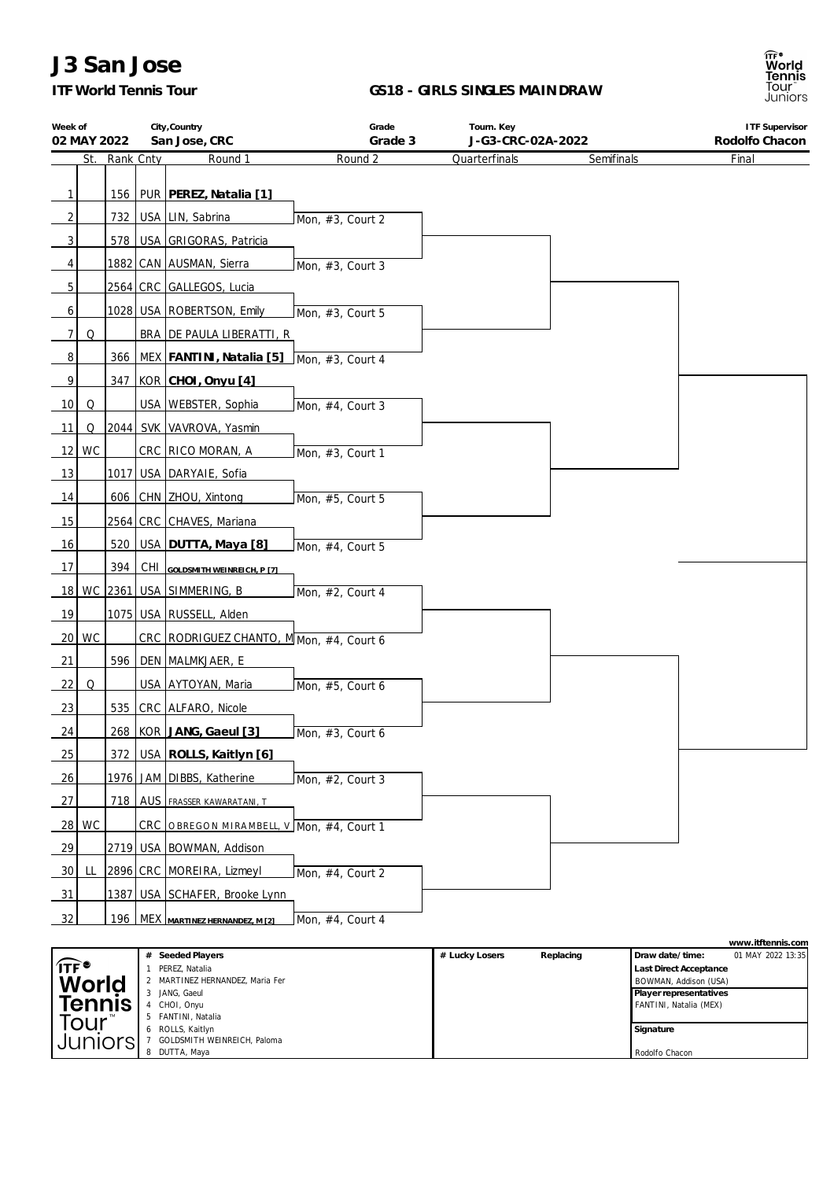# J3 San Jose

**ITF World Tennis Tour**

**GS18 - GIRLS SINGLES MAINDRAW**

| Week of | City,Country | Grade | Tourn. Key | ITF Supervisor |
|---|---|---|---|---|
| 02 MAY 2022 | San Jose, CRC | Grade 3 | J-G3-CRC-02A-2022 | Rodolfo Chacon |

| # | St. | Rank | Cnty | Round 1 | Round 2 |
|---|---|---|---|---|---|
| 1 | | 156 | PUR | **PEREZ, Natalia [1]** | |
| 2 | | 732 | USA | LIN, Sabrina | Mon, #3, Court 2 |
| 3 | | 578 | USA | GRIGORAS, Patricia | |
| 4 | | 1882 | CAN | AUSMAN, Sierra | Mon, #3, Court 3 |
| 5 | | 2564 | CRC | GALLEGOS, Lucia | |
| 6 | | 1028 | USA | ROBERTSON, Emily | Mon, #3, Court 5 |
| 7 | Q | | BRA | DE PAULA LIBERATTI, R | |
| 8 | | 366 | MEX | **FANTINI, Natalia [5]** | Mon, #3, Court 4 |
| 9 | | 347 | KOR | **CHOI, Onyu [4]** | |
| 10 | Q | | USA | WEBSTER, Sophia | Mon, #4, Court 3 |
| 11 | Q | 2044 | SVK | VAVROVA, Yasmin | |
| 12 | WC | | CRC | RICO MORAN, A | Mon, #3, Court 1 |
| 13 | | 1017 | USA | DARYAIE, Sofia | |
| 14 | | 606 | CHN | ZHOU, Xintong | Mon, #5, Court 5 |
| 15 | | 2564 | CRC | CHAVES, Mariana | |
| 16 | | 520 | USA | **DUTTA, Maya [8]** | Mon, #4, Court 5 |
| 17 | | 394 | CHI | **GOLDSMITH WEINREICH, P [7]** | |
| 18 | WC | 2361 | USA | SIMMERING, B | Mon, #2, Court 4 |
| 19 | | 1075 | USA | RUSSELL, Alden | |
| 20 | WC | | CRC | RODRIGUEZ CHANTO, M | Mon, #4, Court 6 |
| 21 | | 596 | DEN | MALMKJAER, E | |
| 22 | Q | | USA | AYTOYAN, Maria | Mon, #5, Court 6 |
| 23 | | 535 | CRC | ALFARO, Nicole | |
| 24 | | 268 | KOR | **JANG, Gaeul [3]** | Mon, #3, Court 6 |
| 25 | | 372 | USA | **ROLLS, Kaitlyn [6]** | |
| 26 | | 1976 | JAM | DIBBS, Katherine | Mon, #2, Court 3 |
| 27 | | 718 | AUS | FRASSER KAWARATANI, T | |
| 28 | WC | | CRC | OBREGON MIRAMBELL, V | Mon, #4, Court 1 |
| 29 | | 2719 | USA | BOWMAN, Addison | |
| 30 | LL | 2896 | CRC | MOREIRA, Lizmeyl | Mon, #4, Court 2 |
| 31 | | 1387 | USA | SCHAFER, Brooke Lynn | |
| 32 | | 196 | MEX | **MARTINEZ HERNANDEZ, M [2]** | Mon, #4, Court 4 |

Quarterfinals | Semifinals | Final

www.itftennis.com

| # | Seeded Players |
|---|---|
| 1 | PEREZ, Natalia |
| 2 | MARTINEZ HERNANDEZ, Maria Fer |
| 3 | JANG, Gaeul |
| 4 | CHOI, Onyu |
| 5 | FANTINI, Natalia |
| 6 | ROLLS, Kaitlyn |
| 7 | GOLDSMITH WEINREICH, Paloma |
| 8 | DUTTA, Maya |

# Lucky Losers | Replacing

**Draw date/time:** 01 MAY 2022 13:35

**Last Direct Acceptance:** BOWMAN, Addison (USA)

**Player representatives:** FANTINI, Natalia (MEX)

**Signature:** Rodolfo Chacon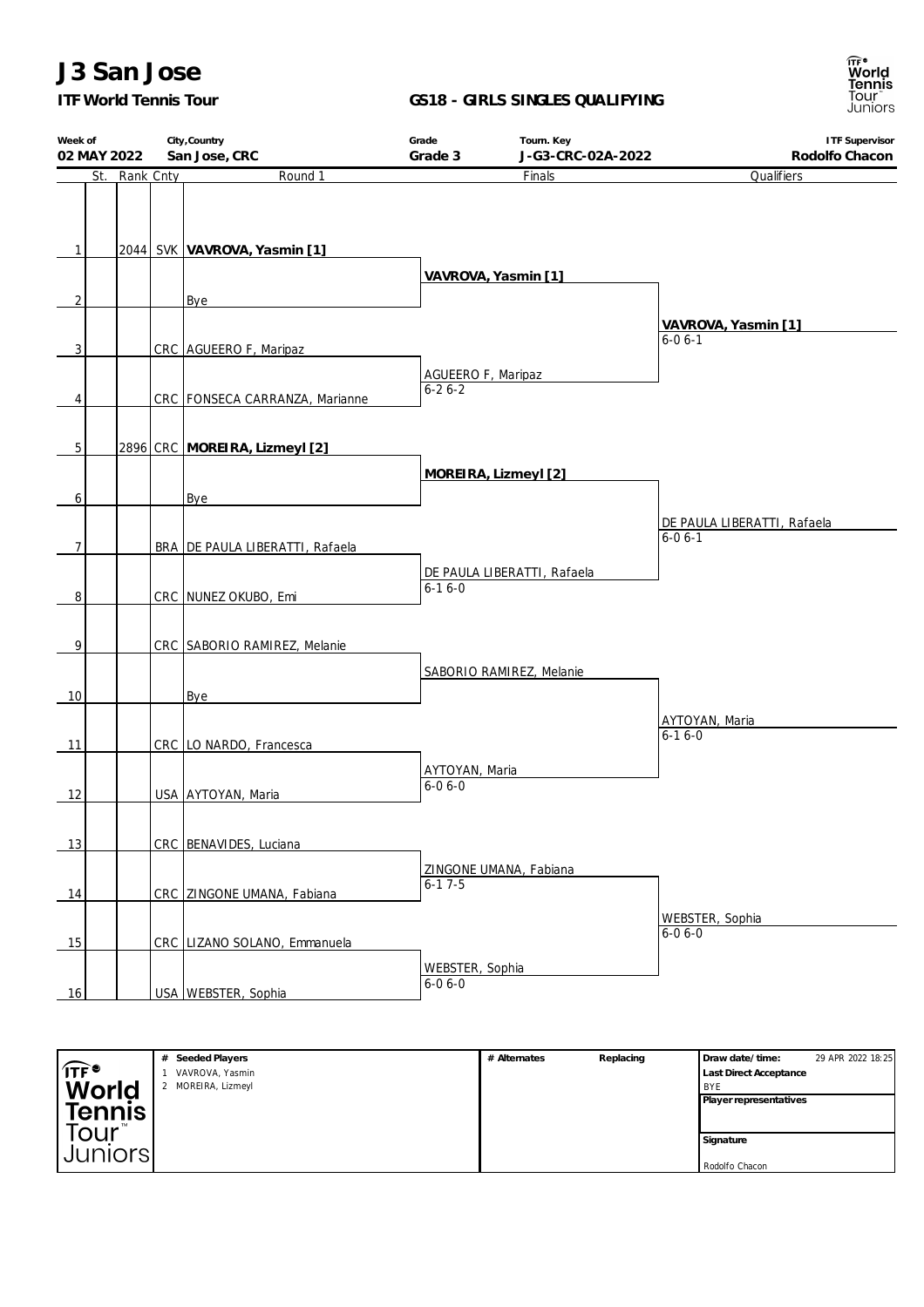# J3 San Jose

**ITF World Tennis Tour**

**GS18 - GIRLS SINGLES QUALIFYING**

| Week of | City,Country | Grade | Tourn. Key | ITF Supervisor |
|---|---|---|---|---|
| 02 MAY 2022 | San Jose, CRC | Grade 3 | J-G3-CRC-02A-2022 | Rodolfo Chacon |

| | St. | Rank | Cnty | Round 1 | Finals | Qualifiers |
|---|---|---|---|---|---|---|
| 1 | | 2044 | SVK | **VAVROVA, Yasmin [1]** | | |
| | | | | | **VAVROVA, Yasmin [1]** | |
| 2 | | | | Bye | | |
| | | | | | | **VAVROVA, Yasmin [1]** 6-0 6-1 |
| 3 | | | CRC | AGUEERO F, Maripaz | | |
| | | | | | AGUEERO F, Maripaz 6-2 6-2 | |
| 4 | | | CRC | FONSECA CARRANZA, Marianne | | |
| 5 | | 2896 | CRC | **MOREIRA, Lizmeyl [2]** | | |
| | | | | | **MOREIRA, Lizmeyl [2]** | |
| 6 | | | | Bye | | |
| | | | | | | DE PAULA LIBERATTI, Rafaela 6-0 6-1 |
| 7 | | | BRA | DE PAULA LIBERATTI, Rafaela | | |
| | | | | | DE PAULA LIBERATTI, Rafaela 6-1 6-0 | |
| 8 | | | CRC | NUNEZ OKUBO, Emi | | |
| 9 | | | CRC | SABORIO RAMIREZ, Melanie | | |
| | | | | | SABORIO RAMIREZ, Melanie | |
| 10 | | | | Bye | | |
| | | | | | | AYTOYAN, Maria 6-1 6-0 |
| 11 | | | CRC | LO NARDO, Francesca | | |
| | | | | | AYTOYAN, Maria 6-0 6-0 | |
| 12 | | | USA | AYTOYAN, Maria | | |
| 13 | | | CRC | BENAVIDES, Luciana | | |
| | | | | | ZINGONE UMANA, Fabiana 6-1 7-5 | |
| 14 | | | CRC | ZINGONE UMANA, Fabiana | | |
| | | | | | | WEBSTER, Sophia 6-0 6-0 |
| 15 | | | CRC | LIZANO SOLANO, Emmanuela | | |
| | | | | | WEBSTER, Sophia 6-0 6-0 | |
| 16 | | | USA | WEBSTER, Sophia | | |

| # | Seeded Players | # Alternates | Replacing | Draw date/time: 29 APR 2022 18:25 |
|---|---|---|---|---|
| 1 | VAVROVA, Yasmin | | | Last Direct Acceptance: BYE |
| 2 | MOREIRA, Lizmeyl | | | Player representatives |
| | | | | Signature: Rodolfo Chacon |